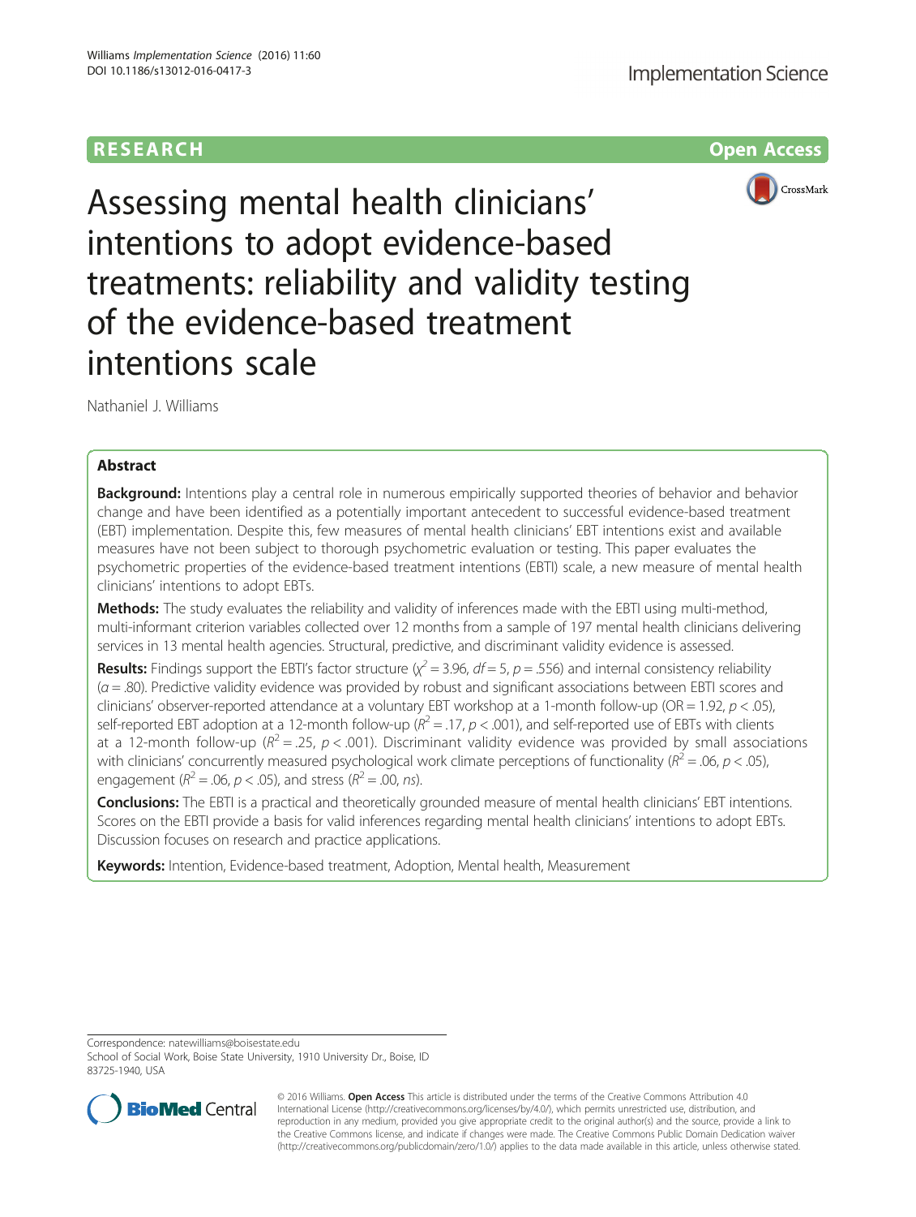RESEARCH Open Access

# Assessing mental health clinicians' intentions to adopt evidence-based treatments: reliability and validity testing of the evidence-based treatment intentions scale

Nathaniel J. Williams

## Abstract

**Background:** Intentions play a central role in numerous empirically supported theories of behavior and behavior change and have been identified as a potentially important antecedent to successful evidence-based treatment (EBT) implementation. Despite this, few measures of mental health clinicians' EBT intentions exist and available measures have not been subject to thorough psychometric evaluation or testing. This paper evaluates the psychometric properties of the evidence-based treatment intentions (EBTI) scale, a new measure of mental health clinicians' intentions to adopt EBTs.

**Methods:** The study evaluates the reliability and validity of inferences made with the EBTI using multi-method, multi-informant criterion variables collected over 12 months from a sample of 197 mental health clinicians delivering services in 13 mental health agencies. Structural, predictive, and discriminant validity evidence is assessed.

**Results:** Findings support the EBTI's factor structure ($\chi^2 = 3.96$, $df = 5$, $p = .556$) and internal consistency reliability ($\alpha = .80$). Predictive validity evidence was provided by robust and significant associations between EBTI scores and clinicians' observer-reported attendance at a voluntary EBT workshop at a 1-month follow-up (OR = 1.92, $p < .05$), self-reported EBT adoption at a 12-month follow-up ($R^2 = .17$, $p < .001$), and self-reported use of EBTs with clients at a 12-month follow-up ($R^2 = .25$, $p < .001$). Discriminant validity evidence was provided by small associations with clinicians' concurrently measured psychological work climate perceptions of functionality ($R^2 = .06$, $p < .05$), engagement ($R^2 = .06$, $p < .05$), and stress ($R^2 = .00$, *ns*).

**Conclusions:** The EBTI is a practical and theoretically grounded measure of mental health clinicians' EBT intentions. Scores on the EBTI provide a basis for valid inferences regarding mental health clinicians' intentions to adopt EBTs. Discussion focuses on research and practice applications.

**Keywords:** Intention, Evidence-based treatment, Adoption, Mental health, Measurement

Correspondence: natewilliams@boisestate.edu
School of Social Work, Boise State University, 1910 University Dr., Boise, ID 83725-1940, USA

© 2016 Williams. **Open Access** This article is distributed under the terms of the Creative Commons Attribution 4.0 International License (http://creativecommons.org/licenses/by/4.0/), which permits unrestricted use, distribution, and reproduction in any medium, provided you give appropriate credit to the original author(s) and the source, provide a link to the Creative Commons license, and indicate if changes were made. The Creative Commons Public Domain Dedication waiver (http://creativecommons.org/publicdomain/zero/1.0/) applies to the data made available in this article, unless otherwise stated.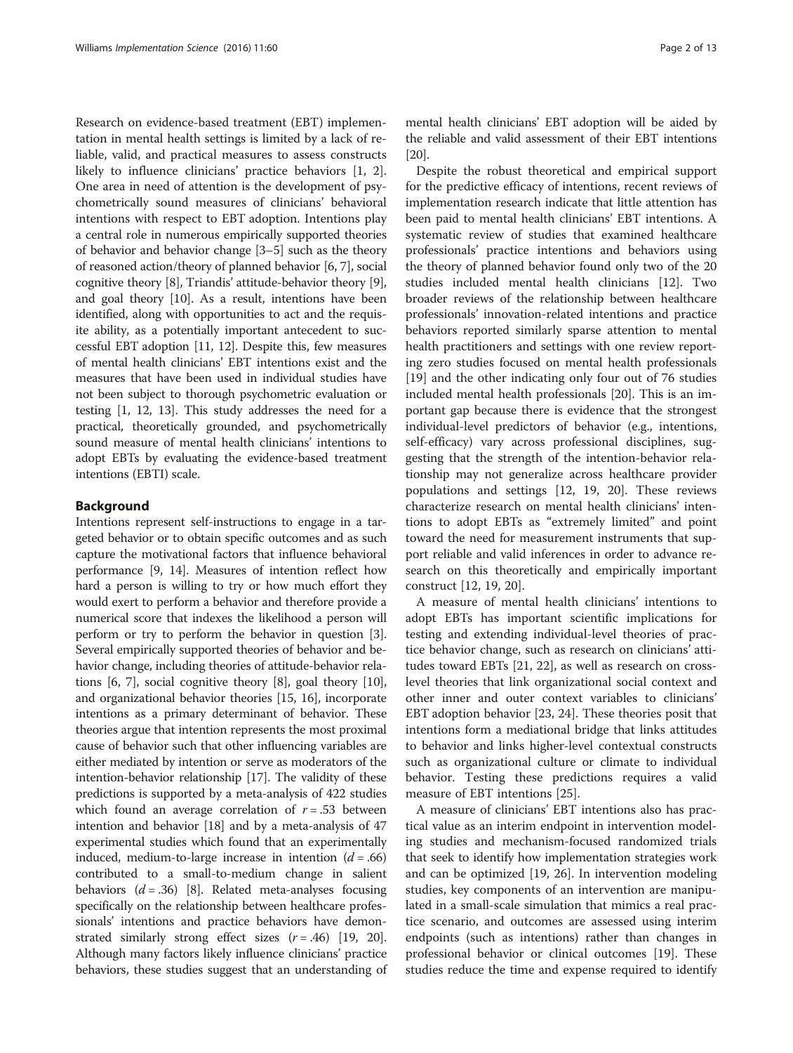Research on evidence-based treatment (EBT) implementation in mental health settings is limited by a lack of reliable, valid, and practical measures to assess constructs likely to influence clinicians' practice behaviors [1, 2]. One area in need of attention is the development of psychometrically sound measures of clinicians' behavioral intentions with respect to EBT adoption. Intentions play a central role in numerous empirically supported theories of behavior and behavior change [3–5] such as the theory of reasoned action/theory of planned behavior [6, 7], social cognitive theory [8], Triandis' attitude-behavior theory [9], and goal theory [10]. As a result, intentions have been identified, along with opportunities to act and the requisite ability, as a potentially important antecedent to successful EBT adoption [11, 12]. Despite this, few measures of mental health clinicians' EBT intentions exist and the measures that have been used in individual studies have not been subject to thorough psychometric evaluation or testing [1, 12, 13]. This study addresses the need for a practical, theoretically grounded, and psychometrically sound measure of mental health clinicians' intentions to adopt EBTs by evaluating the evidence-based treatment intentions (EBTI) scale.

## Background

Intentions represent self-instructions to engage in a targeted behavior or to obtain specific outcomes and as such capture the motivational factors that influence behavioral performance [9, 14]. Measures of intention reflect how hard a person is willing to try or how much effort they would exert to perform a behavior and therefore provide a numerical score that indexes the likelihood a person will perform or try to perform the behavior in question [3]. Several empirically supported theories of behavior and behavior change, including theories of attitude-behavior relations [6, 7], social cognitive theory [8], goal theory [10], and organizational behavior theories [15, 16], incorporate intentions as a primary determinant of behavior. These theories argue that intention represents the most proximal cause of behavior such that other influencing variables are either mediated by intention or serve as moderators of the intention-behavior relationship [17]. The validity of these predictions is supported by a meta-analysis of 422 studies which found an average correlation of $r = .53$ between intention and behavior [18] and by a meta-analysis of 47 experimental studies which found that an experimentally induced, medium-to-large increase in intention ($d = .66$) contributed to a small-to-medium change in salient behaviors ($d = .36$) [8]. Related meta-analyses focusing specifically on the relationship between healthcare professionals' intentions and practice behaviors have demonstrated similarly strong effect sizes ($r = .46$) [19, 20]. Although many factors likely influence clinicians' practice behaviors, these studies suggest that an understanding of mental health clinicians' EBT adoption will be aided by the reliable and valid assessment of their EBT intentions [20].

Despite the robust theoretical and empirical support for the predictive efficacy of intentions, recent reviews of implementation research indicate that little attention has been paid to mental health clinicians' EBT intentions. A systematic review of studies that examined healthcare professionals' practice intentions and behaviors using the theory of planned behavior found only two of the 20 studies included mental health clinicians [12]. Two broader reviews of the relationship between healthcare professionals' innovation-related intentions and practice behaviors reported similarly sparse attention to mental health practitioners and settings with one review reporting zero studies focused on mental health professionals [19] and the other indicating only four out of 76 studies included mental health professionals [20]. This is an important gap because there is evidence that the strongest individual-level predictors of behavior (e.g., intentions, self-efficacy) vary across professional disciplines, suggesting that the strength of the intention-behavior relationship may not generalize across healthcare provider populations and settings [12, 19, 20]. These reviews characterize research on mental health clinicians' intentions to adopt EBTs as "extremely limited" and point toward the need for measurement instruments that support reliable and valid inferences in order to advance research on this theoretically and empirically important construct [12, 19, 20].

A measure of mental health clinicians' intentions to adopt EBTs has important scientific implications for testing and extending individual-level theories of practice behavior change, such as research on clinicians' attitudes toward EBTs [21, 22], as well as research on cross-level theories that link organizational social context and other inner and outer context variables to clinicians' EBT adoption behavior [23, 24]. These theories posit that intentions form a mediational bridge that links attitudes to behavior and links higher-level contextual constructs such as organizational culture or climate to individual behavior. Testing these predictions requires a valid measure of EBT intentions [25].

A measure of clinicians' EBT intentions also has practical value as an interim endpoint in intervention modeling studies and mechanism-focused randomized trials that seek to identify how implementation strategies work and can be optimized [19, 26]. In intervention modeling studies, key components of an intervention are manipulated in a small-scale simulation that mimics a real practice scenario, and outcomes are assessed using interim endpoints (such as intentions) rather than changes in professional behavior or clinical outcomes [19]. These studies reduce the time and expense required to identify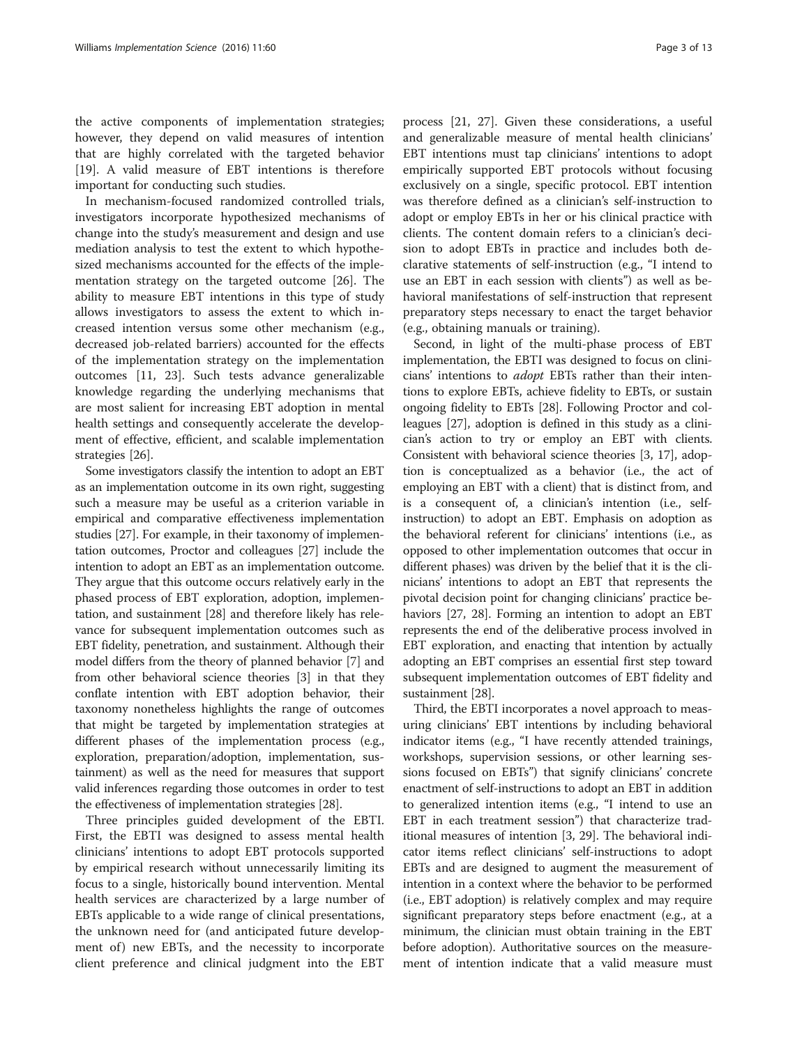the active components of implementation strategies; however, they depend on valid measures of intention that are highly correlated with the targeted behavior [19]. A valid measure of EBT intentions is therefore important for conducting such studies.

In mechanism-focused randomized controlled trials, investigators incorporate hypothesized mechanisms of change into the study's measurement and design and use mediation analysis to test the extent to which hypothesized mechanisms accounted for the effects of the implementation strategy on the targeted outcome [26]. The ability to measure EBT intentions in this type of study allows investigators to assess the extent to which increased intention versus some other mechanism (e.g., decreased job-related barriers) accounted for the effects of the implementation strategy on the implementation outcomes [11, 23]. Such tests advance generalizable knowledge regarding the underlying mechanisms that are most salient for increasing EBT adoption in mental health settings and consequently accelerate the development of effective, efficient, and scalable implementation strategies [26].

Some investigators classify the intention to adopt an EBT as an implementation outcome in its own right, suggesting such a measure may be useful as a criterion variable in empirical and comparative effectiveness implementation studies [27]. For example, in their taxonomy of implementation outcomes, Proctor and colleagues [27] include the intention to adopt an EBT as an implementation outcome. They argue that this outcome occurs relatively early in the phased process of EBT exploration, adoption, implementation, and sustainment [28] and therefore likely has relevance for subsequent implementation outcomes such as EBT fidelity, penetration, and sustainment. Although their model differs from the theory of planned behavior [7] and from other behavioral science theories [3] in that they conflate intention with EBT adoption behavior, their taxonomy nonetheless highlights the range of outcomes that might be targeted by implementation strategies at different phases of the implementation process (e.g., exploration, preparation/adoption, implementation, sustainment) as well as the need for measures that support valid inferences regarding those outcomes in order to test the effectiveness of implementation strategies [28].

Three principles guided development of the EBTI. First, the EBTI was designed to assess mental health clinicians' intentions to adopt EBT protocols supported by empirical research without unnecessarily limiting its focus to a single, historically bound intervention. Mental health services are characterized by a large number of EBTs applicable to a wide range of clinical presentations, the unknown need for (and anticipated future development of) new EBTs, and the necessity to incorporate client preference and clinical judgment into the EBT process [21, 27]. Given these considerations, a useful and generalizable measure of mental health clinicians' EBT intentions must tap clinicians' intentions to adopt empirically supported EBT protocols without focusing exclusively on a single, specific protocol. EBT intention was therefore defined as a clinician's self-instruction to adopt or employ EBTs in her or his clinical practice with clients. The content domain refers to a clinician's decision to adopt EBTs in practice and includes both declarative statements of self-instruction (e.g., "I intend to use an EBT in each session with clients") as well as behavioral manifestations of self-instruction that represent preparatory steps necessary to enact the target behavior (e.g., obtaining manuals or training).

Second, in light of the multi-phase process of EBT implementation, the EBTI was designed to focus on clinicians' intentions to *adopt* EBTs rather than their intentions to explore EBTs, achieve fidelity to EBTs, or sustain ongoing fidelity to EBTs [28]. Following Proctor and colleagues [27], adoption is defined in this study as a clinician's action to try or employ an EBT with clients. Consistent with behavioral science theories [3, 17], adoption is conceptualized as a behavior (i.e., the act of employing an EBT with a client) that is distinct from, and is a consequent of, a clinician's intention (i.e., self-instruction) to adopt an EBT. Emphasis on adoption as the behavioral referent for clinicians' intentions (i.e., as opposed to other implementation outcomes that occur in different phases) was driven by the belief that it is the clinicians' intentions to adopt an EBT that represents the pivotal decision point for changing clinicians' practice behaviors [27, 28]. Forming an intention to adopt an EBT represents the end of the deliberative process involved in EBT exploration, and enacting that intention by actually adopting an EBT comprises an essential first step toward subsequent implementation outcomes of EBT fidelity and sustainment [28].

Third, the EBTI incorporates a novel approach to measuring clinicians' EBT intentions by including behavioral indicator items (e.g., "I have recently attended trainings, workshops, supervision sessions, or other learning sessions focused on EBTs") that signify clinicians' concrete enactment of self-instructions to adopt an EBT in addition to generalized intention items (e.g., "I intend to use an EBT in each treatment session") that characterize traditional measures of intention [3, 29]. The behavioral indicator items reflect clinicians' self-instructions to adopt EBTs and are designed to augment the measurement of intention in a context where the behavior to be performed (i.e., EBT adoption) is relatively complex and may require significant preparatory steps before enactment (e.g., at a minimum, the clinician must obtain training in the EBT before adoption). Authoritative sources on the measurement of intention indicate that a valid measure must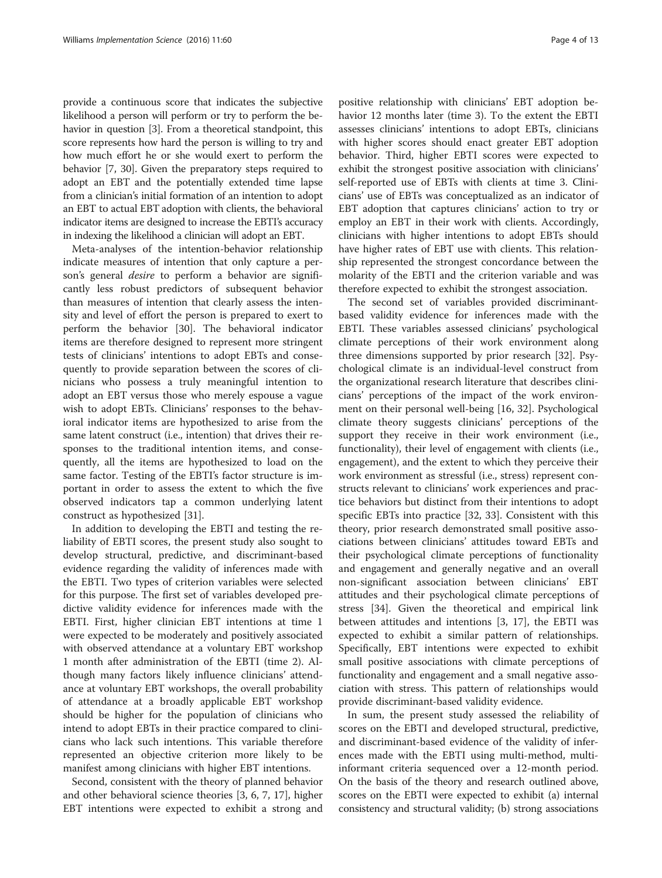provide a continuous score that indicates the subjective likelihood a person will perform or try to perform the behavior in question [3]. From a theoretical standpoint, this score represents how hard the person is willing to try and how much effort he or she would exert to perform the behavior [7, 30]. Given the preparatory steps required to adopt an EBT and the potentially extended time lapse from a clinician's initial formation of an intention to adopt an EBT to actual EBT adoption with clients, the behavioral indicator items are designed to increase the EBTI's accuracy in indexing the likelihood a clinician will adopt an EBT.

Meta-analyses of the intention-behavior relationship indicate measures of intention that only capture a person's general *desire* to perform a behavior are significantly less robust predictors of subsequent behavior than measures of intention that clearly assess the intensity and level of effort the person is prepared to exert to perform the behavior [30]. The behavioral indicator items are therefore designed to represent more stringent tests of clinicians' intentions to adopt EBTs and consequently to provide separation between the scores of clinicians who possess a truly meaningful intention to adopt an EBT versus those who merely espouse a vague wish to adopt EBTs. Clinicians' responses to the behavioral indicator items are hypothesized to arise from the same latent construct (i.e., intention) that drives their responses to the traditional intention items, and consequently, all the items are hypothesized to load on the same factor. Testing of the EBTI's factor structure is important in order to assess the extent to which the five observed indicators tap a common underlying latent construct as hypothesized [31].

In addition to developing the EBTI and testing the reliability of EBTI scores, the present study also sought to develop structural, predictive, and discriminant-based evidence regarding the validity of inferences made with the EBTI. Two types of criterion variables were selected for this purpose. The first set of variables developed predictive validity evidence for inferences made with the EBTI. First, higher clinician EBT intentions at time 1 were expected to be moderately and positively associated with observed attendance at a voluntary EBT workshop 1 month after administration of the EBTI (time 2). Although many factors likely influence clinicians' attendance at voluntary EBT workshops, the overall probability of attendance at a broadly applicable EBT workshop should be higher for the population of clinicians who intend to adopt EBTs in their practice compared to clinicians who lack such intentions. This variable therefore represented an objective criterion more likely to be manifest among clinicians with higher EBT intentions.

Second, consistent with the theory of planned behavior and other behavioral science theories [3, 6, 7, 17], higher EBT intentions were expected to exhibit a strong and positive relationship with clinicians' EBT adoption behavior 12 months later (time 3). To the extent the EBTI assesses clinicians' intentions to adopt EBTs, clinicians with higher scores should enact greater EBT adoption behavior. Third, higher EBTI scores were expected to exhibit the strongest positive association with clinicians' self-reported use of EBTs with clients at time 3. Clinicians' use of EBTs was conceptualized as an indicator of EBT adoption that captures clinicians' action to try or employ an EBT in their work with clients. Accordingly, clinicians with higher intentions to adopt EBTs should have higher rates of EBT use with clients. This relationship represented the strongest concordance between the molarity of the EBTI and the criterion variable and was therefore expected to exhibit the strongest association.

The second set of variables provided discriminant-based validity evidence for inferences made with the EBTI. These variables assessed clinicians' psychological climate perceptions of their work environment along three dimensions supported by prior research [32]. Psychological climate is an individual-level construct from the organizational research literature that describes clinicians' perceptions of the impact of the work environment on their personal well-being [16, 32]. Psychological climate theory suggests clinicians' perceptions of the support they receive in their work environment (i.e., functionality), their level of engagement with clients (i.e., engagement), and the extent to which they perceive their work environment as stressful (i.e., stress) represent constructs relevant to clinicians' work experiences and practice behaviors but distinct from their intentions to adopt specific EBTs into practice [32, 33]. Consistent with this theory, prior research demonstrated small positive associations between clinicians' attitudes toward EBTs and their psychological climate perceptions of functionality and engagement and generally negative and an overall non-significant association between clinicians' EBT attitudes and their psychological climate perceptions of stress [34]. Given the theoretical and empirical link between attitudes and intentions [3, 17], the EBTI was expected to exhibit a similar pattern of relationships. Specifically, EBT intentions were expected to exhibit small positive associations with climate perceptions of functionality and engagement and a small negative association with stress. This pattern of relationships would provide discriminant-based validity evidence.

In sum, the present study assessed the reliability of scores on the EBTI and developed structural, predictive, and discriminant-based evidence of the validity of inferences made with the EBTI using multi-method, multi-informant criteria sequenced over a 12-month period. On the basis of the theory and research outlined above, scores on the EBTI were expected to exhibit (a) internal consistency and structural validity; (b) strong associations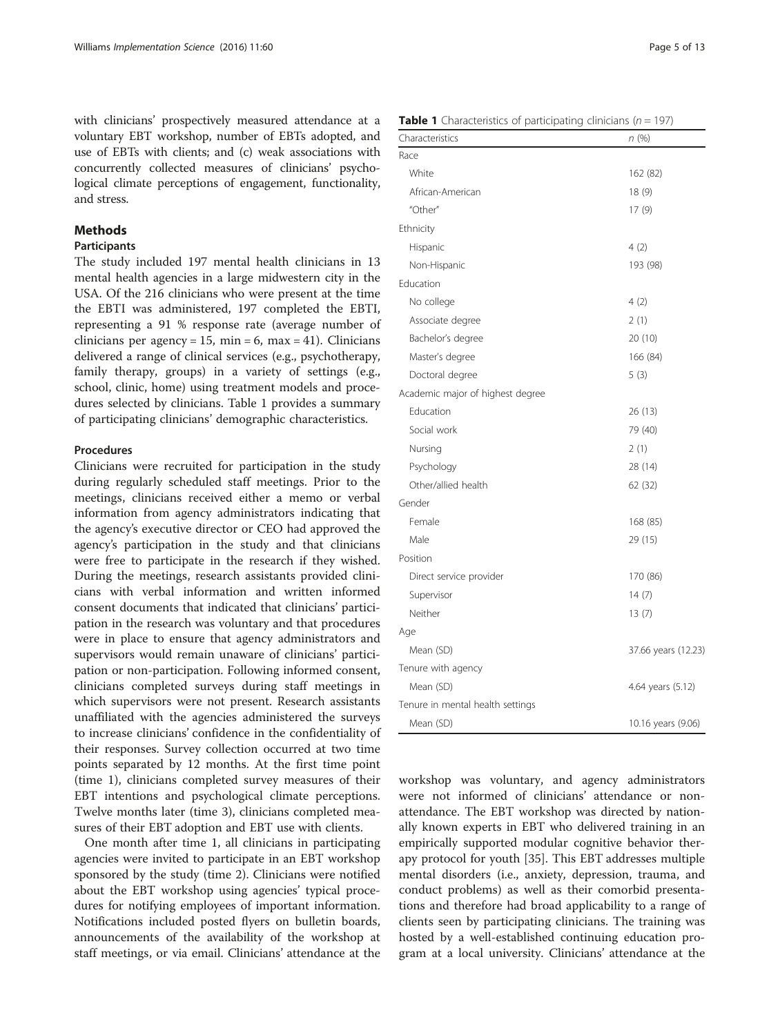with clinicians' prospectively measured attendance at a voluntary EBT workshop, number of EBTs adopted, and use of EBTs with clients; and (c) weak associations with concurrently collected measures of clinicians' psychological climate perceptions of engagement, functionality, and stress.

## Methods

### Participants

The study included 197 mental health clinicians in 13 mental health agencies in a large midwestern city in the USA. Of the 216 clinicians who were present at the time the EBTI was administered, 197 completed the EBTI, representing a 91 % response rate (average number of clinicians per agency = 15, min = 6, max = 41). Clinicians delivered a range of clinical services (e.g., psychotherapy, family therapy, groups) in a variety of settings (e.g., school, clinic, home) using treatment models and procedures selected by clinicians. Table 1 provides a summary of participating clinicians' demographic characteristics.

**Table 1** Characteristics of participating clinicians ($n = 197$)

| Characteristics | *n* (%) |
| --- | --- |
| Race | |
| White | 162 (82) |
| African-American | 18 (9) |
| "Other" | 17 (9) |
| Ethnicity | |
| Hispanic | 4 (2) |
| Non-Hispanic | 193 (98) |
| Education | |
| No college | 4 (2) |
| Associate degree | 2 (1) |
| Bachelor's degree | 20 (10) |
| Master's degree | 166 (84) |
| Doctoral degree | 5 (3) |
| Academic major of highest degree | |
| Education | 26 (13) |
| Social work | 79 (40) |
| Nursing | 2 (1) |
| Psychology | 28 (14) |
| Other/allied health | 62 (32) |
| Gender | |
| Female | 168 (85) |
| Male | 29 (15) |
| Position | |
| Direct service provider | 170 (86) |
| Supervisor | 14 (7) |
| Neither | 13 (7) |
| Age | |
| Mean (SD) | 37.66 years (12.23) |
| Tenure with agency | |
| Mean (SD) | 4.64 years (5.12) |
| Tenure in mental health settings | |
| Mean (SD) | 10.16 years (9.06) |

### Procedures

Clinicians were recruited for participation in the study during regularly scheduled staff meetings. Prior to the meetings, clinicians received either a memo or verbal information from agency administrators indicating that the agency's executive director or CEO had approved the agency's participation in the study and that clinicians were free to participate in the research if they wished. During the meetings, research assistants provided clinicians with verbal information and written informed consent documents that indicated that clinicians' participation in the research was voluntary and that procedures were in place to ensure that agency administrators and supervisors would remain unaware of clinicians' participation or non-participation. Following informed consent, clinicians completed surveys during staff meetings in which supervisors were not present. Research assistants unaffiliated with the agencies administered the surveys to increase clinicians' confidence in the confidentiality of their responses. Survey collection occurred at two time points separated by 12 months. At the first time point (time 1), clinicians completed survey measures of their EBT intentions and psychological climate perceptions. Twelve months later (time 3), clinicians completed measures of their EBT adoption and EBT use with clients.

One month after time 1, all clinicians in participating agencies were invited to participate in an EBT workshop sponsored by the study (time 2). Clinicians were notified about the EBT workshop using agencies' typical procedures for notifying employees of important information. Notifications included posted flyers on bulletin boards, announcements of the availability of the workshop at staff meetings, or via email. Clinicians' attendance at the workshop was voluntary, and agency administrators were not informed of clinicians' attendance or non-attendance. The EBT workshop was directed by nationally known experts in EBT who delivered training in an empirically supported modular cognitive behavior therapy protocol for youth [35]. This EBT addresses multiple mental disorders (i.e., anxiety, depression, trauma, and conduct problems) as well as their comorbid presentations and therefore had broad applicability to a range of clients seen by participating clinicians. The training was hosted by a well-established continuing education program at a local university. Clinicians' attendance at the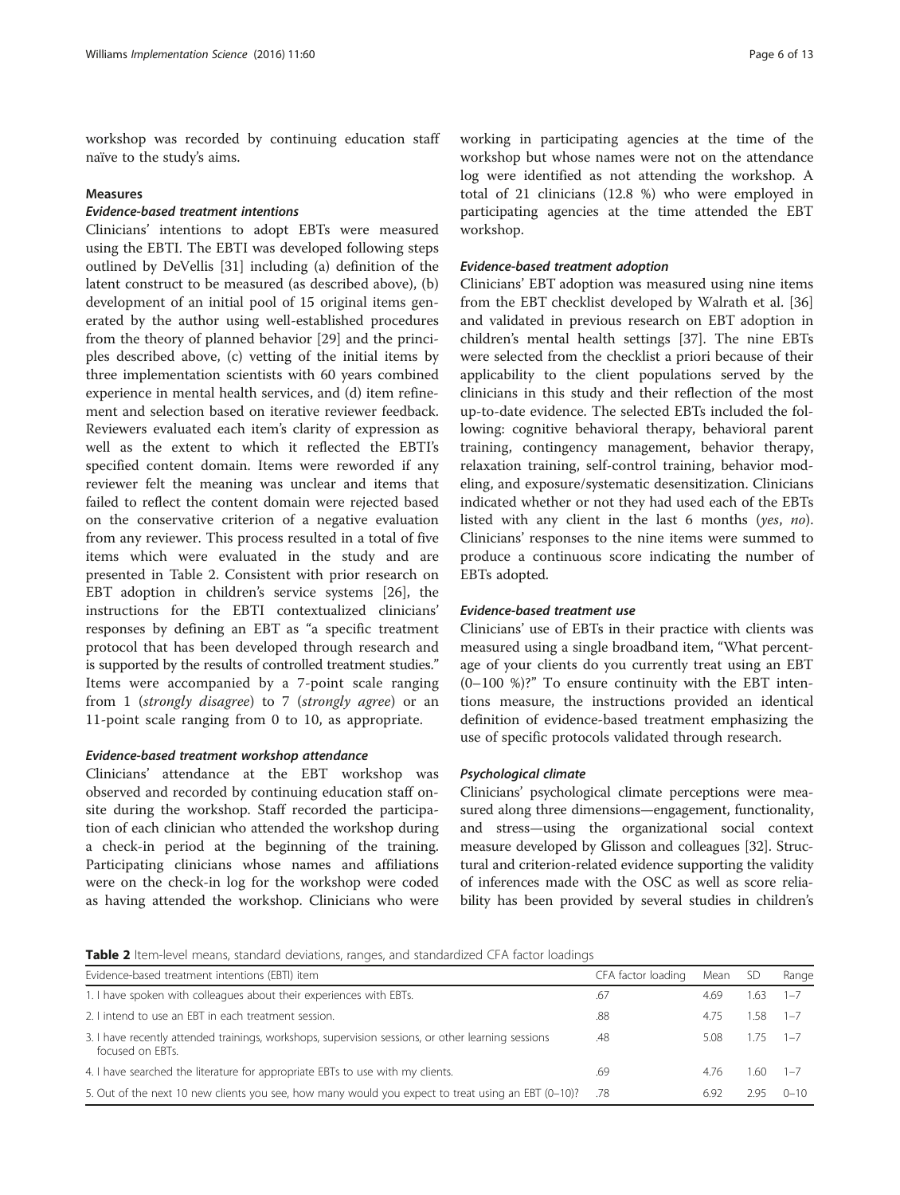workshop was recorded by continuing education staff naïve to the study's aims.

### Measures

#### *Evidence-based treatment intentions*

Clinicians' intentions to adopt EBTs were measured using the EBTI. The EBTI was developed following steps outlined by DeVellis [31] including (a) definition of the latent construct to be measured (as described above), (b) development of an initial pool of 15 original items generated by the author using well-established procedures from the theory of planned behavior [29] and the principles described above, (c) vetting of the initial items by three implementation scientists with 60 years combined experience in mental health services, and (d) item refinement and selection based on iterative reviewer feedback. Reviewers evaluated each item's clarity of expression as well as the extent to which it reflected the EBTI's specified content domain. Items were reworded if any reviewer felt the meaning was unclear and items that failed to reflect the content domain were rejected based on the conservative criterion of a negative evaluation from any reviewer. This process resulted in a total of five items which were evaluated in the study and are presented in Table 2. Consistent with prior research on EBT adoption in children's service systems [26], the instructions for the EBTI contextualized clinicians' responses by defining an EBT as "a specific treatment protocol that has been developed through research and is supported by the results of controlled treatment studies." Items were accompanied by a 7-point scale ranging from 1 (*strongly disagree*) to 7 (*strongly agree*) or an 11-point scale ranging from 0 to 10, as appropriate.

#### *Evidence-based treatment workshop attendance*

Clinicians' attendance at the EBT workshop was observed and recorded by continuing education staff on-site during the workshop. Staff recorded the participation of each clinician who attended the workshop during a check-in period at the beginning of the training. Participating clinicians whose names and affiliations were on the check-in log for the workshop were coded as having attended the workshop. Clinicians who were working in participating agencies at the time of the workshop but whose names were not on the attendance log were identified as not attending the workshop. A total of 21 clinicians (12.8 %) who were employed in participating agencies at the time attended the EBT workshop.

#### *Evidence-based treatment adoption*

Clinicians' EBT adoption was measured using nine items from the EBT checklist developed by Walrath et al. [36] and validated in previous research on EBT adoption in children's mental health settings [37]. The nine EBTs were selected from the checklist a priori because of their applicability to the client populations served by the clinicians in this study and their reflection of the most up-to-date evidence. The selected EBTs included the following: cognitive behavioral therapy, behavioral parent training, contingency management, behavior therapy, relaxation training, self-control training, behavior modeling, and exposure/systematic desensitization. Clinicians indicated whether or not they had used each of the EBTs listed with any client in the last 6 months (*yes*, *no*). Clinicians' responses to the nine items were summed to produce a continuous score indicating the number of EBTs adopted.

#### *Evidence-based treatment use*

Clinicians' use of EBTs in their practice with clients was measured using a single broadband item, "What percentage of your clients do you currently treat using an EBT (0–100 %)?" To ensure continuity with the EBT intentions measure, the instructions provided an identical definition of evidence-based treatment emphasizing the use of specific protocols validated through research.

#### *Psychological climate*

Clinicians' psychological climate perceptions were measured along three dimensions—engagement, functionality, and stress—using the organizational social context measure developed by Glisson and colleagues [32]. Structural and criterion-related evidence supporting the validity of inferences made with the OSC as well as score reliability has been provided by several studies in children's

**Table 2** Item-level means, standard deviations, ranges, and standardized CFA factor loadings

| Evidence-based treatment intentions (EBTI) item | CFA factor loading | Mean | SD | Range |
|---|---|---|---|---|
| 1. I have spoken with colleagues about their experiences with EBTs. | .67 | 4.69 | 1.63 | 1–7 |
| 2. I intend to use an EBT in each treatment session. | .88 | 4.75 | 1.58 | 1–7 |
| 3. I have recently attended trainings, workshops, supervision sessions, or other learning sessions focused on EBTs. | .48 | 5.08 | 1.75 | 1–7 |
| 4. I have searched the literature for appropriate EBTs to use with my clients. | .69 | 4.76 | 1.60 | 1–7 |
| 5. Out of the next 10 new clients you see, how many would you expect to treat using an EBT (0–10)? | .78 | 6.92 | 2.95 | 0–10 |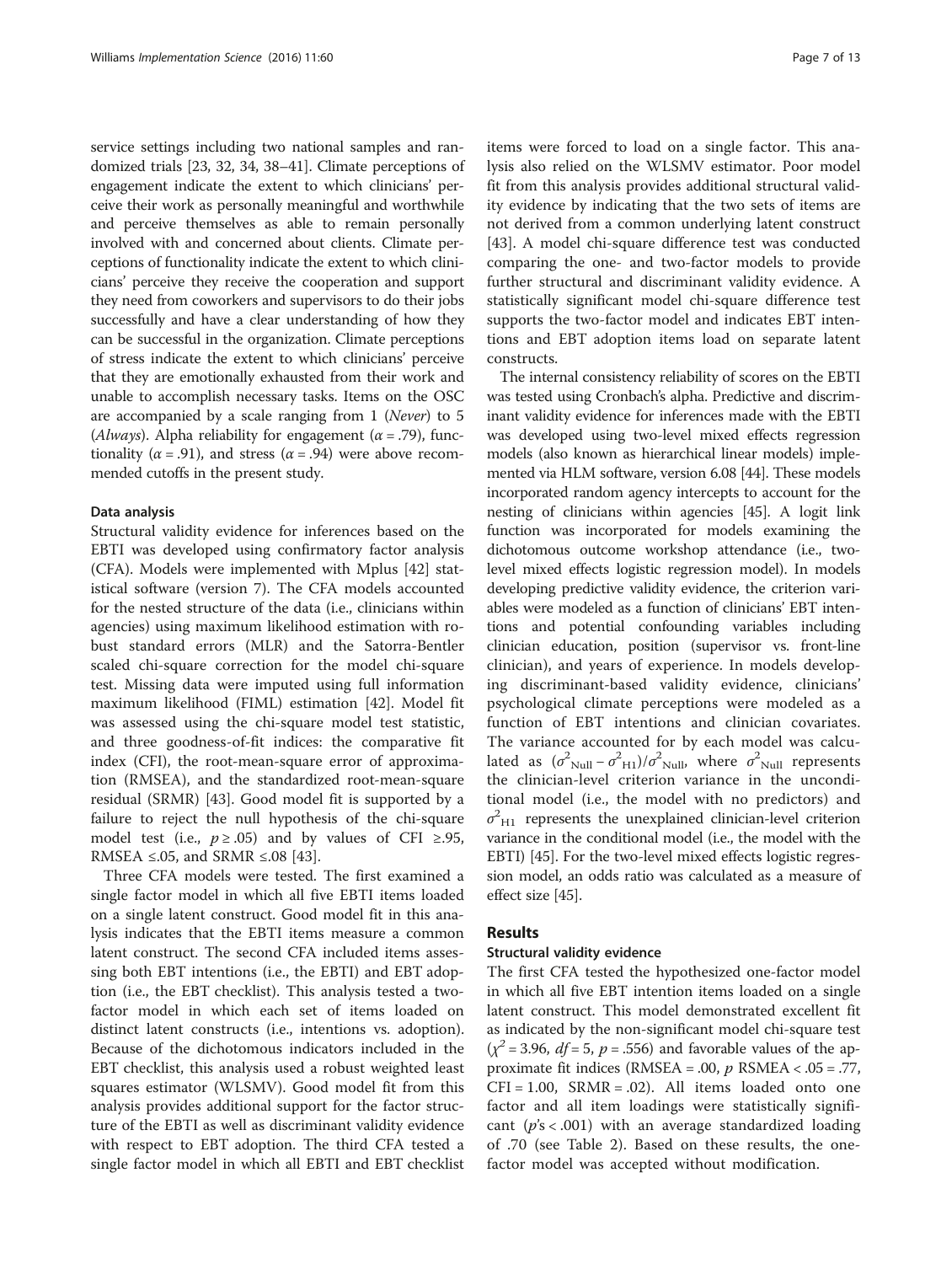service settings including two national samples and randomized trials [23, 32, 34, 38–41]. Climate perceptions of engagement indicate the extent to which clinicians' perceive their work as personally meaningful and worthwhile and perceive themselves as able to remain personally involved with and concerned about clients. Climate perceptions of functionality indicate the extent to which clinicians' perceive they receive the cooperation and support they need from coworkers and supervisors to do their jobs successfully and have a clear understanding of how they can be successful in the organization. Climate perceptions of stress indicate the extent to which clinicians' perceive that they are emotionally exhausted from their work and unable to accomplish necessary tasks. Items on the OSC are accompanied by a scale ranging from 1 (*Never*) to 5 (*Always*). Alpha reliability for engagement ($\alpha = .79$), functionality ($\alpha = .91$), and stress ($\alpha = .94$) were above recommended cutoffs in the present study.

#### Data analysis

Structural validity evidence for inferences based on the EBTI was developed using confirmatory factor analysis (CFA). Models were implemented with Mplus [42] statistical software (version 7). The CFA models accounted for the nested structure of the data (i.e., clinicians within agencies) using maximum likelihood estimation with robust standard errors (MLR) and the Satorra-Bentler scaled chi-square correction for the model chi-square test. Missing data were imputed using full information maximum likelihood (FIML) estimation [42]. Model fit was assessed using the chi-square model test statistic, and three goodness-of-fit indices: the comparative fit index (CFI), the root-mean-square error of approximation (RMSEA), and the standardized root-mean-square residual (SRMR) [43]. Good model fit is supported by a failure to reject the null hypothesis of the chi-square model test (i.e., $p \geq .05$) and by values of CFI $\geq .95$, RMSEA $\leq .05$, and SRMR $\leq .08$ [43].

Three CFA models were tested. The first examined a single factor model in which all five EBTI items loaded on a single latent construct. Good model fit in this analysis indicates that the EBTI items measure a common latent construct. The second CFA included items assessing both EBT intentions (i.e., the EBTI) and EBT adoption (i.e., the EBT checklist). This analysis tested a two-factor model in which each set of items loaded on distinct latent constructs (i.e., intentions vs. adoption). Because of the dichotomous indicators included in the EBT checklist, this analysis used a robust weighted least squares estimator (WLSMV). Good model fit from this analysis provides additional support for the factor structure of the EBTI as well as discriminant validity evidence with respect to EBT adoption. The third CFA tested a single factor model in which all EBTI and EBT checklist items were forced to load on a single factor. This analysis also relied on the WLSMV estimator. Poor model fit from this analysis provides additional structural validity evidence by indicating that the two sets of items are not derived from a common underlying latent construct [43]. A model chi-square difference test was conducted comparing the one- and two-factor models to provide further structural and discriminant validity evidence. A statistically significant model chi-square difference test supports the two-factor model and indicates EBT intentions and EBT adoption items load on separate latent constructs.

The internal consistency reliability of scores on the EBTI was tested using Cronbach's alpha. Predictive and discriminant validity evidence for inferences made with the EBTI was developed using two-level mixed effects regression models (also known as hierarchical linear models) implemented via HLM software, version 6.08 [44]. These models incorporated random agency intercepts to account for the nesting of clinicians within agencies [45]. A logit link function was incorporated for models examining the dichotomous outcome workshop attendance (i.e., two-level mixed effects logistic regression model). In models developing predictive validity evidence, the criterion variables were modeled as a function of clinicians' EBT intentions and potential confounding variables including clinician education, position (supervisor vs. front-line clinician), and years of experience. In models developing discriminant-based validity evidence, clinicians' psychological climate perceptions were modeled as a function of EBT intentions and clinician covariates. The variance accounted for by each model was calculated as $(\sigma^2_{\text{Null}} - \sigma^2_{\text{H1}})/\sigma^2_{\text{Null}}$, where $\sigma^2_{\text{Null}}$ represents the clinician-level criterion variance in the unconditional model (i.e., the model with no predictors) and $\sigma^2_{\text{H1}}$ represents the unexplained clinician-level criterion variance in the conditional model (i.e., the model with the EBTI) [45]. For the two-level mixed effects logistic regression model, an odds ratio was calculated as a measure of effect size [45].

## Results

#### Structural validity evidence

The first CFA tested the hypothesized one-factor model in which all five EBT intention items loaded on a single latent construct. This model demonstrated excellent fit as indicated by the non-significant model chi-square test ($\chi^2 = 3.96$, $df = 5$, $p = .556$) and favorable values of the approximate fit indices (RMSEA = .00, $p$ RSMEA < .05 = .77, CFI = 1.00, SRMR = .02). All items loaded onto one factor and all item loadings were statistically significant ($p$'s < .001) with an average standardized loading of .70 (see Table 2). Based on these results, the one-factor model was accepted without modification.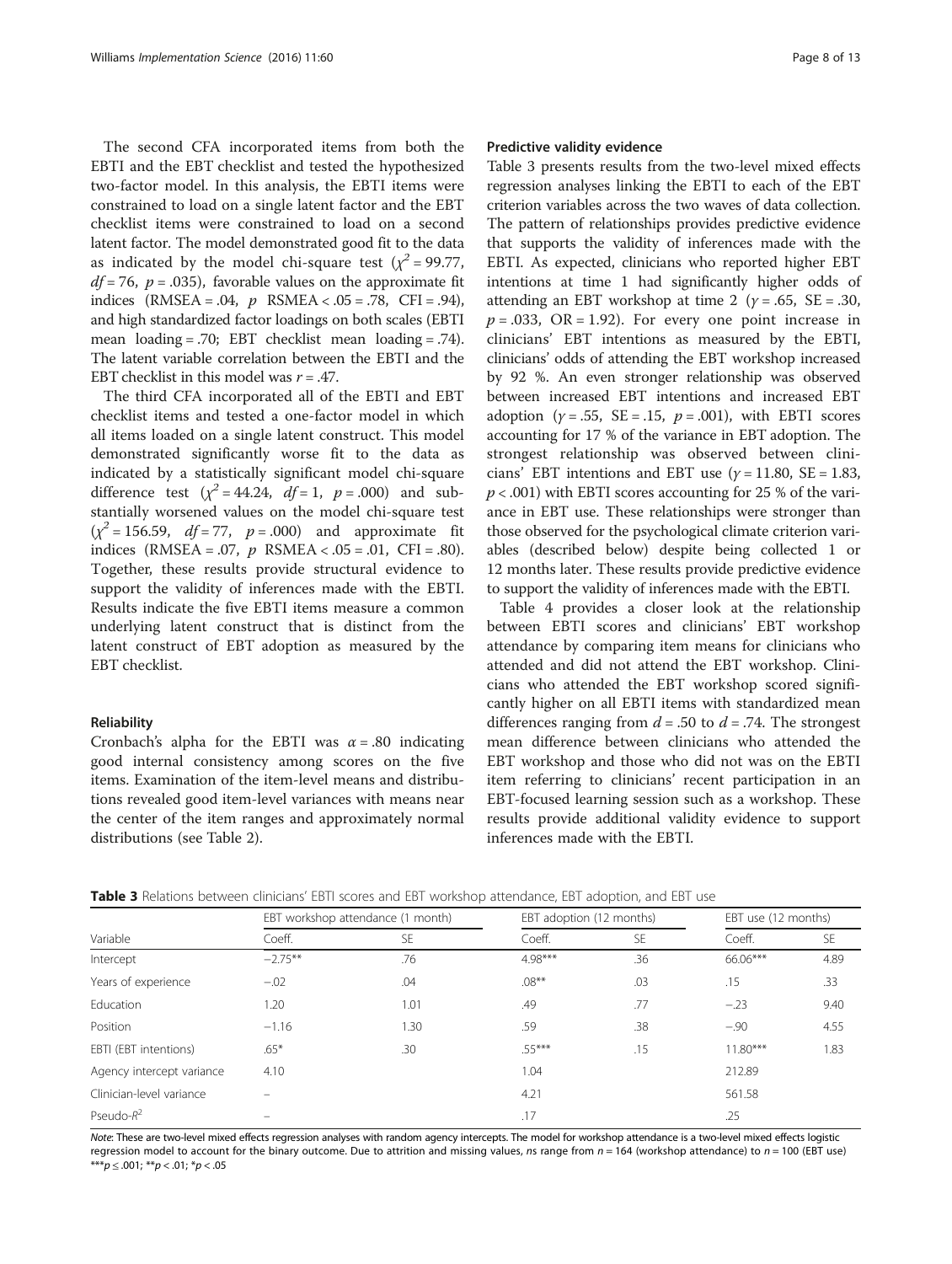The second CFA incorporated items from both the EBTI and the EBT checklist and tested the hypothesized two-factor model. In this analysis, the EBTI items were constrained to load on a single latent factor and the EBT checklist items were constrained to load on a second latent factor. The model demonstrated good fit to the data as indicated by the model chi-square test ($\chi^2 = 99.77$, $df = 76$, $p = .035$), favorable values on the approximate fit indices (RMSEA = .04, $p$ RSMEA < .05 = .78, CFI = .94), and high standardized factor loadings on both scales (EBTI mean loading = .70; EBT checklist mean loading = .74). The latent variable correlation between the EBTI and the EBT checklist in this model was $r = .47$.

The third CFA incorporated all of the EBTI and EBT checklist items and tested a one-factor model in which all items loaded on a single latent construct. This model demonstrated significantly worse fit to the data as indicated by a statistically significant model chi-square difference test ($\chi^2 = 44.24$, $df = 1$, $p = .000$) and substantially worsened values on the model chi-square test ($\chi^2 = 156.59$, $df = 77$, $p = .000$) and approximate fit indices (RMSEA = .07, $p$ RSMEA < .05 = .01, CFI = .80). Together, these results provide structural evidence to support the validity of inferences made with the EBTI. Results indicate the five EBTI items measure a common underlying latent construct that is distinct from the latent construct of EBT adoption as measured by the EBT checklist.

### Reliability

Cronbach's alpha for the EBTI was $\alpha = .80$ indicating good internal consistency among scores on the five items. Examination of the item-level means and distributions revealed good item-level variances with means near the center of the item ranges and approximately normal distributions (see Table 2).

### Predictive validity evidence

Table 3 presents results from the two-level mixed effects regression analyses linking the EBTI to each of the EBT criterion variables across the two waves of data collection. The pattern of relationships provides predictive evidence that supports the validity of inferences made with the EBTI. As expected, clinicians who reported higher EBT intentions at time 1 had significantly higher odds of attending an EBT workshop at time 2 ($\gamma = .65$, SE = .30, $p = .033$, OR = 1.92). For every one point increase in clinicians' EBT intentions as measured by the EBTI, clinicians' odds of attending the EBT workshop increased by 92 %. An even stronger relationship was observed between increased EBT intentions and increased EBT adoption ($\gamma = .55$, SE = .15, $p = .001$), with EBTI scores accounting for 17 % of the variance in EBT adoption. The strongest relationship was observed between clinicians' EBT intentions and EBT use ($\gamma = 11.80$, SE = 1.83, $p < .001$) with EBTI scores accounting for 25 % of the variance in EBT use. These relationships were stronger than those observed for the psychological climate criterion variables (described below) despite being collected 1 or 12 months later. These results provide predictive evidence to support the validity of inferences made with the EBTI.

Table 4 provides a closer look at the relationship between EBTI scores and clinicians' EBT workshop attendance by comparing item means for clinicians who attended and did not attend the EBT workshop. Clinicians who attended the EBT workshop scored significantly higher on all EBTI items with standardized mean differences ranging from $d = .50$ to $d = .74$. The strongest mean difference between clinicians who attended the EBT workshop and those who did not was on the EBTI item referring to clinicians' recent participation in an EBT-focused learning session such as a workshop. These results provide additional validity evidence to support inferences made with the EBTI.

**Table 3** Relations between clinicians' EBTI scores and EBT workshop attendance, EBT adoption, and EBT use

| | EBT workshop attendance (1 month) | | EBT adoption (12 months) | | EBT use (12 months) | |
|---|---|---|---|---|---|---|
| Variable | Coeff. | SE | Coeff. | SE | Coeff. | SE |
| Intercept | −2.75** | .76 | 4.98*** | .36 | 66.06*** | 4.89 |
| Years of experience | −.02 | .04 | .08** | .03 | .15 | .33 |
| Education | 1.20 | 1.01 | .49 | .77 | −.23 | 9.40 |
| Position | −1.16 | 1.30 | .59 | .38 | −.90 | 4.55 |
| EBTI (EBT intentions) | .65* | .30 | .55*** | .15 | 11.80*** | 1.83 |
| Agency intercept variance | 4.10 | | 1.04 | | 212.89 | |
| Clinician-level variance | – | | 4.21 | | 561.58 | |
| Pseudo-$R^2$ | – | | .17 | | .25 | |

*Note*: These are two-level mixed effects regression analyses with random agency intercepts. The model for workshop attendance is a two-level mixed effects logistic regression model to account for the binary outcome. Due to attrition and missing values, *n*s range from $n = 164$ (workshop attendance) to $n = 100$ (EBT use)
***$p \leq .001$; **$p < .01$; *$p < .05$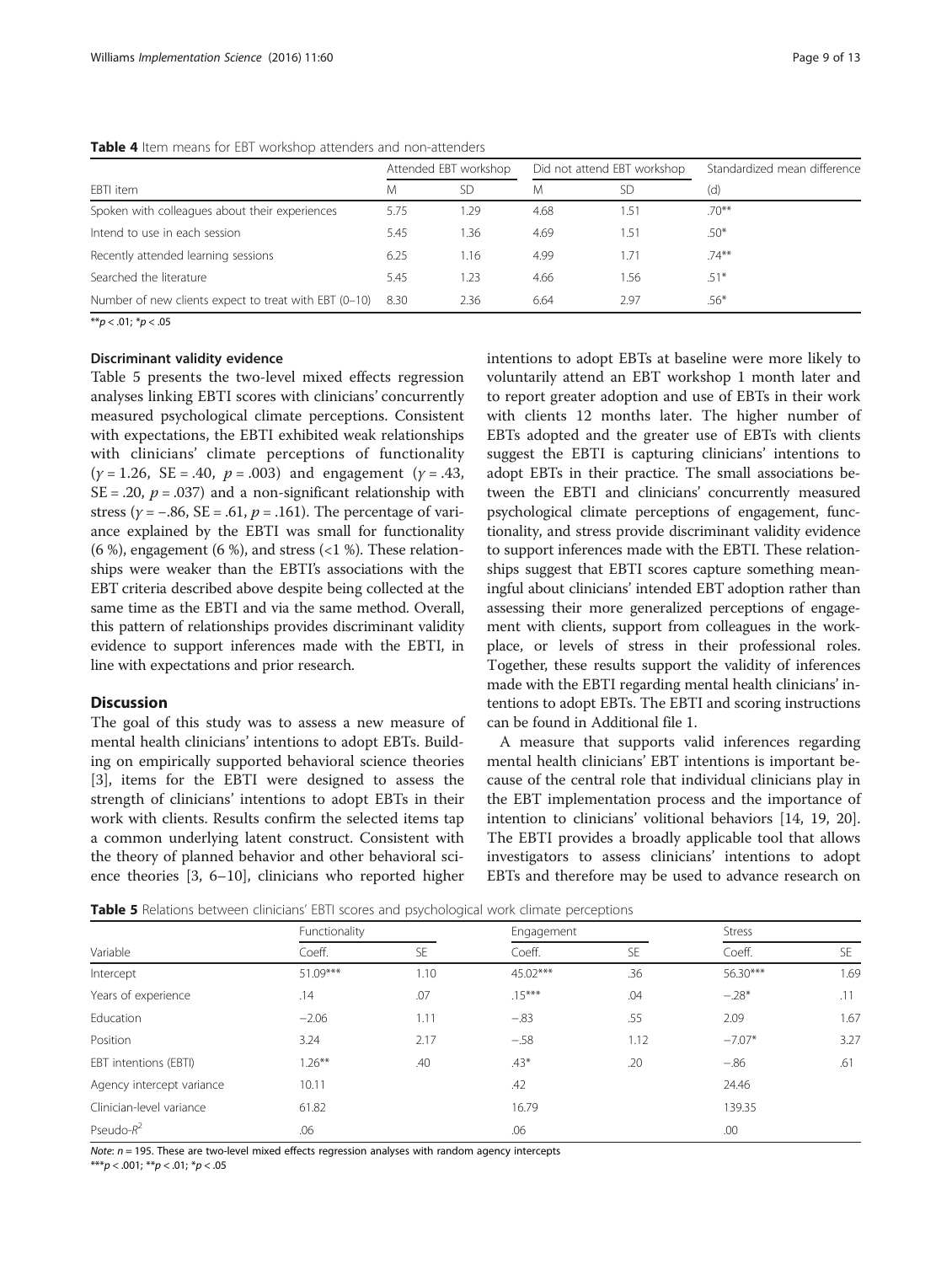**Table 4** Item means for EBT workshop attenders and non-attenders

| EBTI item | Attended EBT workshop | | Did not attend EBT workshop | | Standardized mean difference |
|---|---|---|---|---|---|
| | M | SD | M | SD | (d) |
| Spoken with colleagues about their experiences | 5.75 | 1.29 | 4.68 | 1.51 | .70** |
| Intend to use in each session | 5.45 | 1.36 | 4.69 | 1.51 | .50* |
| Recently attended learning sessions | 6.25 | 1.16 | 4.99 | 1.71 | .74** |
| Searched the literature | 5.45 | 1.23 | 4.66 | 1.56 | .51* |
| Number of new clients expect to treat with EBT (0–10) | 8.30 | 2.36 | 6.64 | 2.97 | .56* |

**$p < .01$; *$p < .05$

### Discriminant validity evidence

Table 5 presents the two-level mixed effects regression analyses linking EBTI scores with clinicians' concurrently measured psychological climate perceptions. Consistent with expectations, the EBTI exhibited weak relationships with clinicians' climate perceptions of functionality ($\gamma = 1.26$, SE = .40, $p = .003$) and engagement ($\gamma = .43$, SE = .20, $p = .037$) and a non-significant relationship with stress ($\gamma = -.86$, SE = .61, $p = .161$). The percentage of variance explained by the EBTI was small for functionality (6 %), engagement (6 %), and stress (<1 %). These relationships were weaker than the EBTI's associations with the EBT criteria described above despite being collected at the same time as the EBTI and via the same method. Overall, this pattern of relationships provides discriminant validity evidence to support inferences made with the EBTI, in line with expectations and prior research.

## Discussion

The goal of this study was to assess a new measure of mental health clinicians' intentions to adopt EBTs. Building on empirically supported behavioral science theories [3], items for the EBTI were designed to assess the strength of clinicians' intentions to adopt EBTs in their work with clients. Results confirm the selected items tap a common underlying latent construct. Consistent with the theory of planned behavior and other behavioral science theories [3, 6–10], clinicians who reported higher intentions to adopt EBTs at baseline were more likely to voluntarily attend an EBT workshop 1 month later and to report greater adoption and use of EBTs in their work with clients 12 months later. The higher number of EBTs adopted and the greater use of EBTs with clients suggest the EBTI is capturing clinicians' intentions to adopt EBTs in their practice. The small associations between the EBTI and clinicians' concurrently measured psychological climate perceptions of engagement, functionality, and stress provide discriminant validity evidence to support inferences made with the EBTI. These relationships suggest that EBTI scores capture something meaningful about clinicians' intended EBT adoption rather than assessing their more generalized perceptions of engagement with clients, support from colleagues in the workplace, or levels of stress in their professional roles. Together, these results support the validity of inferences made with the EBTI regarding mental health clinicians' intentions to adopt EBTs. The EBTI and scoring instructions can be found in Additional file 1.

A measure that supports valid inferences regarding mental health clinicians' EBT intentions is important because of the central role that individual clinicians play in the EBT implementation process and the importance of intention to clinicians' volitional behaviors [14, 19, 20]. The EBTI provides a broadly applicable tool that allows investigators to assess clinicians' intentions to adopt EBTs and therefore may be used to advance research on

**Table 5** Relations between clinicians' EBTI scores and psychological work climate perceptions

| Variable | Functionality | | Engagement | | Stress | |
|---|---|---|---|---|---|---|
| | Coeff. | SE | Coeff. | SE | Coeff. | SE |
| Intercept | 51.09*** | 1.10 | 45.02*** | .36 | 56.30*** | 1.69 |
| Years of experience | .14 | .07 | .15*** | .04 | −.28* | .11 |
| Education | −2.06 | 1.11 | −.83 | .55 | 2.09 | 1.67 |
| Position | 3.24 | 2.17 | −.58 | 1.12 | −7.07* | 3.27 |
| EBT intentions (EBTI) | 1.26** | .40 | .43* | .20 | −.86 | .61 |
| Agency intercept variance | 10.11 | | .42 | | 24.46 | |
| Clinician-level variance | 61.82 | | 16.79 | | 139.35 | |
| Pseudo-$R^2$ | .06 | | .06 | | .00 | |

*Note*: $n = 195$. These are two-level mixed effects regression analyses with random agency intercepts

***$p < .001$; **$p < .01$; *$p < .05$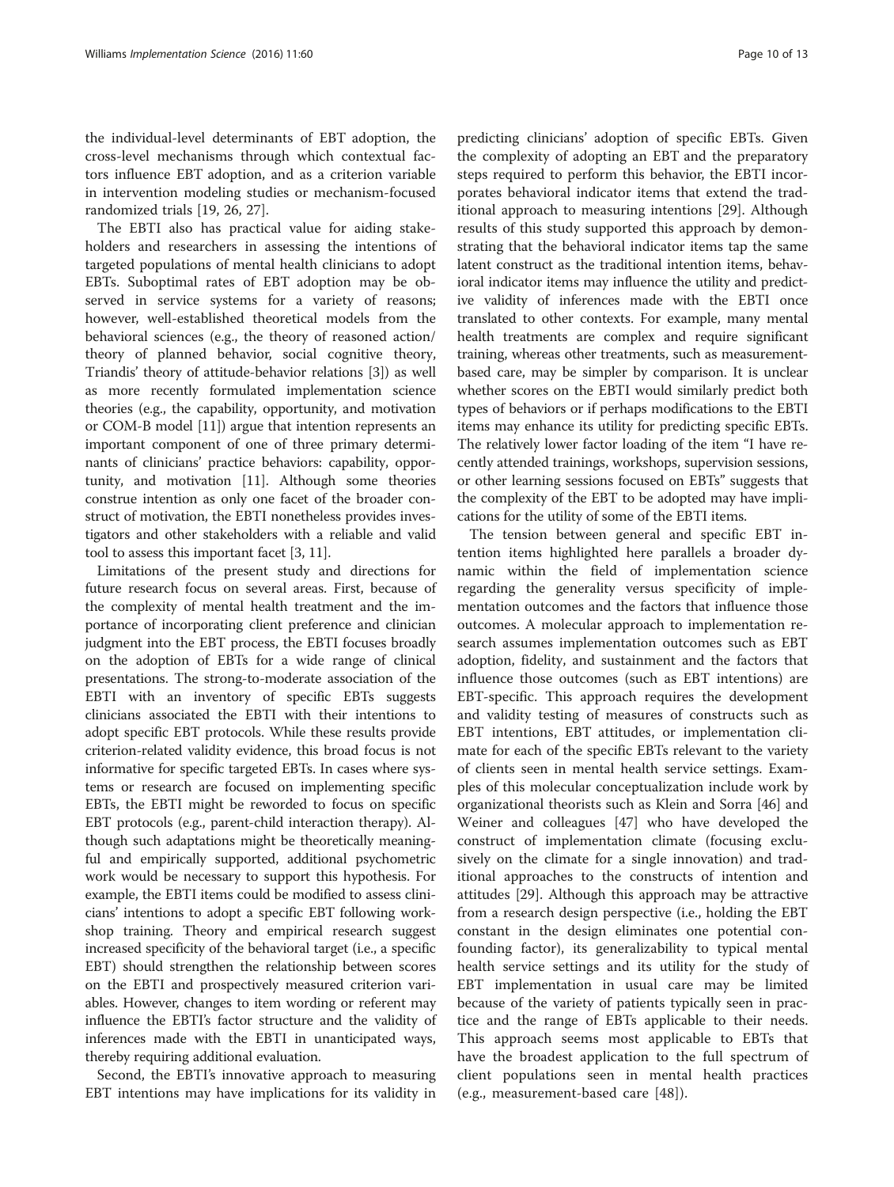the individual-level determinants of EBT adoption, the cross-level mechanisms through which contextual factors influence EBT adoption, and as a criterion variable in intervention modeling studies or mechanism-focused randomized trials [19, 26, 27].

The EBTI also has practical value for aiding stakeholders and researchers in assessing the intentions of targeted populations of mental health clinicians to adopt EBTs. Suboptimal rates of EBT adoption may be observed in service systems for a variety of reasons; however, well-established theoretical models from the behavioral sciences (e.g., the theory of reasoned action/theory of planned behavior, social cognitive theory, Triandis' theory of attitude-behavior relations [3]) as well as more recently formulated implementation science theories (e.g., the capability, opportunity, and motivation or COM-B model [11]) argue that intention represents an important component of one of three primary determinants of clinicians' practice behaviors: capability, opportunity, and motivation [11]. Although some theories construe intention as only one facet of the broader construct of motivation, the EBTI nonetheless provides investigators and other stakeholders with a reliable and valid tool to assess this important facet [3, 11].

Limitations of the present study and directions for future research focus on several areas. First, because of the complexity of mental health treatment and the importance of incorporating client preference and clinician judgment into the EBT process, the EBTI focuses broadly on the adoption of EBTs for a wide range of clinical presentations. The strong-to-moderate association of the EBTI with an inventory of specific EBTs suggests clinicians associated the EBTI with their intentions to adopt specific EBT protocols. While these results provide criterion-related validity evidence, this broad focus is not informative for specific targeted EBTs. In cases where systems or research are focused on implementing specific EBTs, the EBTI might be reworded to focus on specific EBT protocols (e.g., parent-child interaction therapy). Although such adaptations might be theoretically meaningful and empirically supported, additional psychometric work would be necessary to support this hypothesis. For example, the EBTI items could be modified to assess clinicians' intentions to adopt a specific EBT following workshop training. Theory and empirical research suggest increased specificity of the behavioral target (i.e., a specific EBT) should strengthen the relationship between scores on the EBTI and prospectively measured criterion variables. However, changes to item wording or referent may influence the EBTI's factor structure and the validity of inferences made with the EBTI in unanticipated ways, thereby requiring additional evaluation.

Second, the EBTI's innovative approach to measuring EBT intentions may have implications for its validity in predicting clinicians' adoption of specific EBTs. Given the complexity of adopting an EBT and the preparatory steps required to perform this behavior, the EBTI incorporates behavioral indicator items that extend the traditional approach to measuring intentions [29]. Although results of this study supported this approach by demonstrating that the behavioral indicator items tap the same latent construct as the traditional intention items, behavioral indicator items may influence the utility and predictive validity of inferences made with the EBTI once translated to other contexts. For example, many mental health treatments are complex and require significant training, whereas other treatments, such as measurement-based care, may be simpler by comparison. It is unclear whether scores on the EBTI would similarly predict both types of behaviors or if perhaps modifications to the EBTI items may enhance its utility for predicting specific EBTs. The relatively lower factor loading of the item "I have recently attended trainings, workshops, supervision sessions, or other learning sessions focused on EBTs" suggests that the complexity of the EBT to be adopted may have implications for the utility of some of the EBTI items.

The tension between general and specific EBT intention items highlighted here parallels a broader dynamic within the field of implementation science regarding the generality versus specificity of implementation outcomes and the factors that influence those outcomes. A molecular approach to implementation research assumes implementation outcomes such as EBT adoption, fidelity, and sustainment and the factors that influence those outcomes (such as EBT intentions) are EBT-specific. This approach requires the development and validity testing of measures of constructs such as EBT intentions, EBT attitudes, or implementation climate for each of the specific EBTs relevant to the variety of clients seen in mental health service settings. Examples of this molecular conceptualization include work by organizational theorists such as Klein and Sorra [46] and Weiner and colleagues [47] who have developed the construct of implementation climate (focusing exclusively on the climate for a single innovation) and traditional approaches to the constructs of intention and attitudes [29]. Although this approach may be attractive from a research design perspective (i.e., holding the EBT constant in the design eliminates one potential confounding factor), its generalizability to typical mental health service settings and its utility for the study of EBT implementation in usual care may be limited because of the variety of patients typically seen in practice and the range of EBTs applicable to their needs. This approach seems most applicable to EBTs that have the broadest application to the full spectrum of client populations seen in mental health practices (e.g., measurement-based care [48]).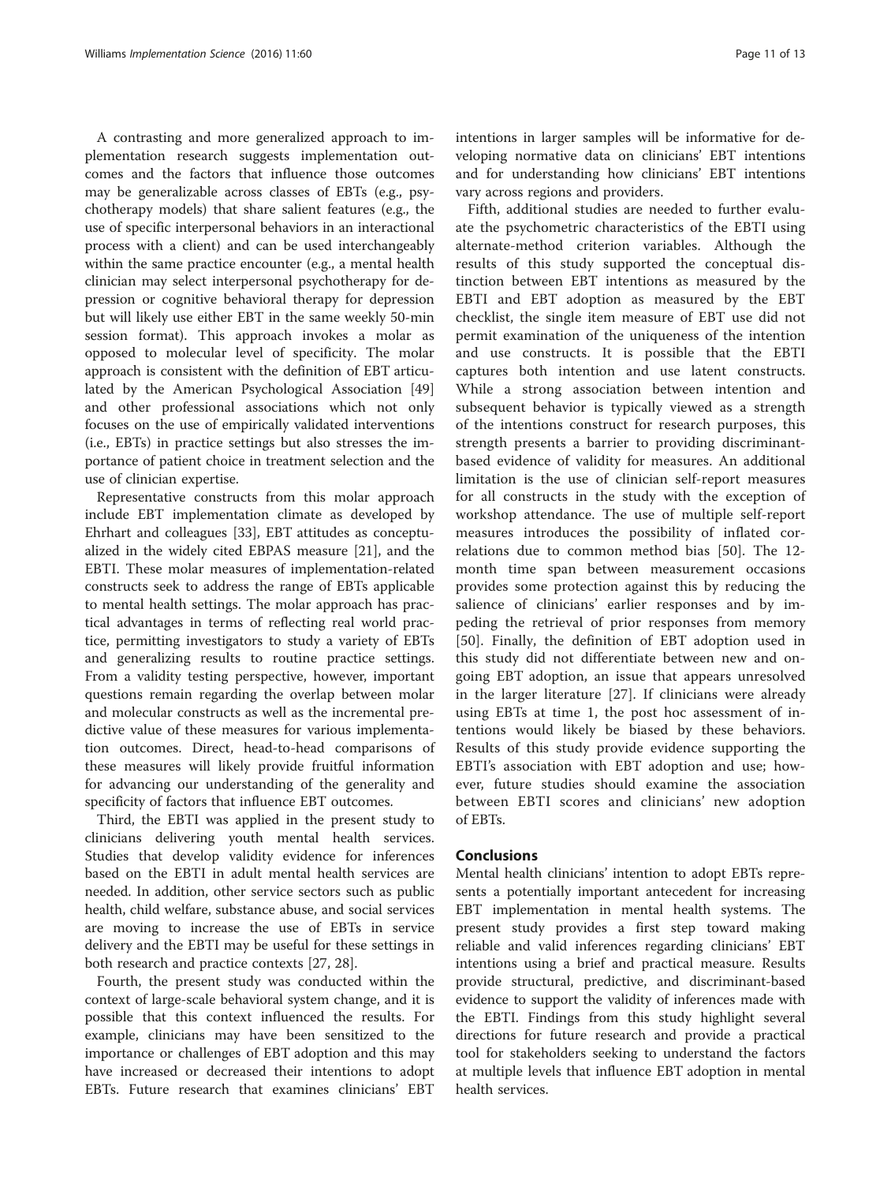A contrasting and more generalized approach to implementation research suggests implementation outcomes and the factors that influence those outcomes may be generalizable across classes of EBTs (e.g., psychotherapy models) that share salient features (e.g., the use of specific interpersonal behaviors in an interactional process with a client) and can be used interchangeably within the same practice encounter (e.g., a mental health clinician may select interpersonal psychotherapy for depression or cognitive behavioral therapy for depression but will likely use either EBT in the same weekly 50-min session format). This approach invokes a molar as opposed to molecular level of specificity. The molar approach is consistent with the definition of EBT articulated by the American Psychological Association [49] and other professional associations which not only focuses on the use of empirically validated interventions (i.e., EBTs) in practice settings but also stresses the importance of patient choice in treatment selection and the use of clinician expertise.

Representative constructs from this molar approach include EBT implementation climate as developed by Ehrhart and colleagues [33], EBT attitudes as conceptualized in the widely cited EBPAS measure [21], and the EBTI. These molar measures of implementation-related constructs seek to address the range of EBTs applicable to mental health settings. The molar approach has practical advantages in terms of reflecting real world practice, permitting investigators to study a variety of EBTs and generalizing results to routine practice settings. From a validity testing perspective, however, important questions remain regarding the overlap between molar and molecular constructs as well as the incremental predictive value of these measures for various implementation outcomes. Direct, head-to-head comparisons of these measures will likely provide fruitful information for advancing our understanding of the generality and specificity of factors that influence EBT outcomes.

Third, the EBTI was applied in the present study to clinicians delivering youth mental health services. Studies that develop validity evidence for inferences based on the EBTI in adult mental health services are needed. In addition, other service sectors such as public health, child welfare, substance abuse, and social services are moving to increase the use of EBTs in service delivery and the EBTI may be useful for these settings in both research and practice contexts [27, 28].

Fourth, the present study was conducted within the context of large-scale behavioral system change, and it is possible that this context influenced the results. For example, clinicians may have been sensitized to the importance or challenges of EBT adoption and this may have increased or decreased their intentions to adopt EBTs. Future research that examines clinicians' EBT intentions in larger samples will be informative for developing normative data on clinicians' EBT intentions and for understanding how clinicians' EBT intentions vary across regions and providers.

Fifth, additional studies are needed to further evaluate the psychometric characteristics of the EBTI using alternate-method criterion variables. Although the results of this study supported the conceptual distinction between EBT intentions as measured by the EBTI and EBT adoption as measured by the EBT checklist, the single item measure of EBT use did not permit examination of the uniqueness of the intention and use constructs. It is possible that the EBTI captures both intention and use latent constructs. While a strong association between intention and subsequent behavior is typically viewed as a strength of the intentions construct for research purposes, this strength presents a barrier to providing discriminant-based evidence of validity for measures. An additional limitation is the use of clinician self-report measures for all constructs in the study with the exception of workshop attendance. The use of multiple self-report measures introduces the possibility of inflated correlations due to common method bias [50]. The 12-month time span between measurement occasions provides some protection against this by reducing the salience of clinicians' earlier responses and by impeding the retrieval of prior responses from memory [50]. Finally, the definition of EBT adoption used in this study did not differentiate between new and ongoing EBT adoption, an issue that appears unresolved in the larger literature [27]. If clinicians were already using EBTs at time 1, the post hoc assessment of intentions would likely be biased by these behaviors. Results of this study provide evidence supporting the EBTI's association with EBT adoption and use; however, future studies should examine the association between EBTI scores and clinicians' new adoption of EBTs.

## Conclusions

Mental health clinicians' intention to adopt EBTs represents a potentially important antecedent for increasing EBT implementation in mental health systems. The present study provides a first step toward making reliable and valid inferences regarding clinicians' EBT intentions using a brief and practical measure. Results provide structural, predictive, and discriminant-based evidence to support the validity of inferences made with the EBTI. Findings from this study highlight several directions for future research and provide a practical tool for stakeholders seeking to understand the factors at multiple levels that influence EBT adoption in mental health services.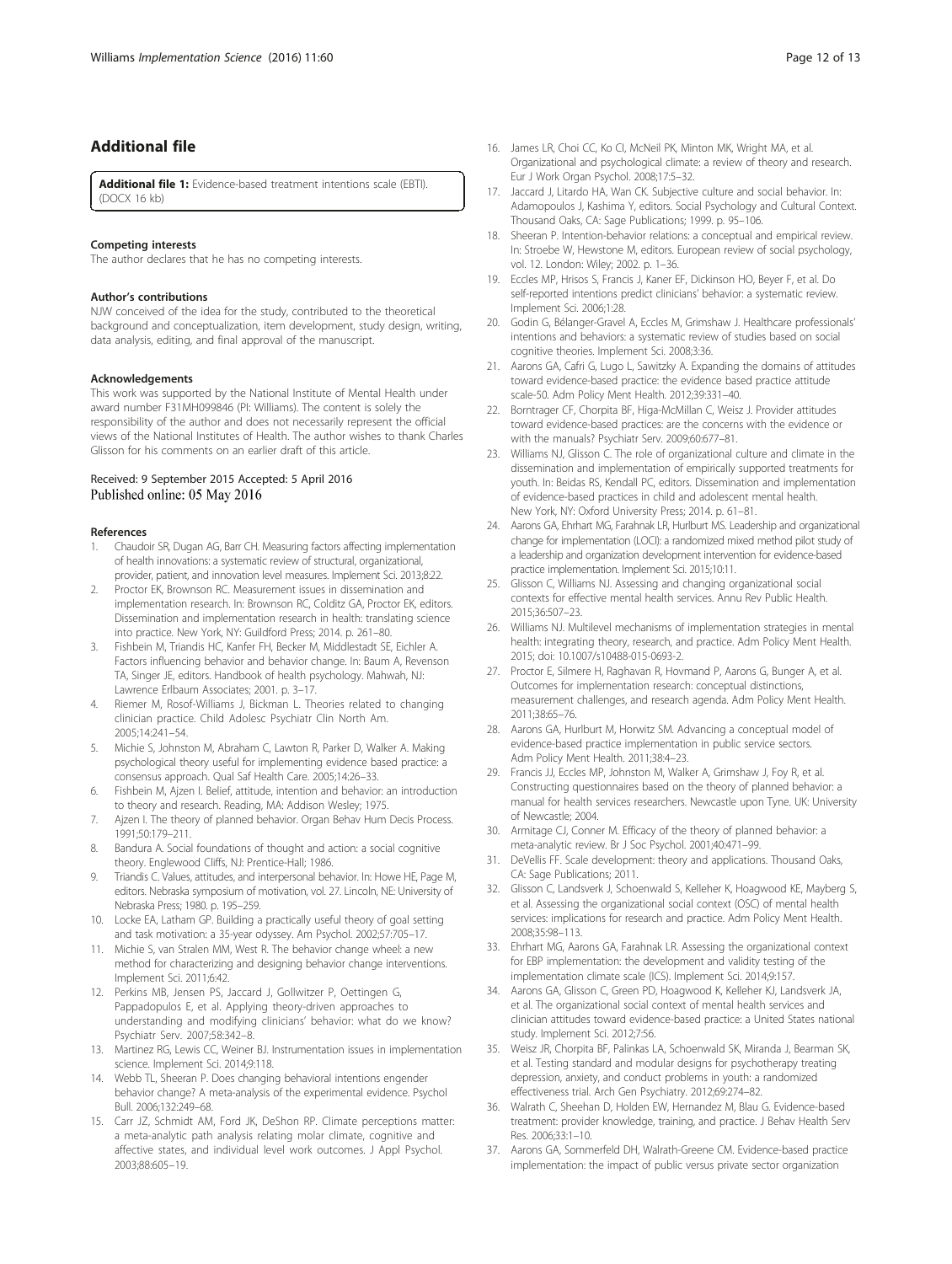## Additional file

**Additional file 1:** Evidence-based treatment intentions scale (EBTI). (DOCX 16 kb)

#### Competing interests

The author declares that he has no competing interests.

#### Author's contributions

NJW conceived of the idea for the study, contributed to the theoretical background and conceptualization, item development, study design, writing, data analysis, editing, and final approval of the manuscript.

#### Acknowledgements

This work was supported by the National Institute of Mental Health under award number F31MH099846 (PI: Williams). The content is solely the responsibility of the author and does not necessarily represent the official views of the National Institutes of Health. The author wishes to thank Charles Glisson for his comments on an earlier draft of this article.

Received: 9 September 2015 Accepted: 5 April 2016
Published online: 05 May 2016

#### References

1. Chaudoir SR, Dugan AG, Barr CH. Measuring factors affecting implementation of health innovations: a systematic review of structural, organizational, provider, patient, and innovation level measures. Implement Sci. 2013;8:22.
2. Proctor EK, Brownson RC. Measurement issues in dissemination and implementation research. In: Brownson RC, Colditz GA, Proctor EK, editors. Dissemination and implementation research in health: translating science into practice. New York, NY: Guildford Press; 2014. p. 261–80.
3. Fishbein M, Triandis HC, Kanfer FH, Becker M, Middlestadt SE, Eichler A. Factors influencing behavior and behavior change. In: Baum A, Revenson TA, Singer JE, editors. Handbook of health psychology. Mahwah, NJ: Lawrence Erlbaum Associates; 2001. p. 3–17.
4. Riemer M, Rosof-Williams J, Bickman L. Theories related to changing clinician practice. Child Adolesc Psychiatr Clin North Am. 2005;14:241–54.
5. Michie S, Johnston M, Abraham C, Lawton R, Parker D, Walker A. Making psychological theory useful for implementing evidence based practice: a consensus approach. Qual Saf Health Care. 2005;14:26–33.
6. Fishbein M, Ajzen I. Belief, attitude, intention and behavior: an introduction to theory and research. Reading, MA: Addison Wesley; 1975.
7. Ajzen I. The theory of planned behavior. Organ Behav Hum Decis Process. 1991;50:179–211.
8. Bandura A. Social foundations of thought and action: a social cognitive theory. Englewood Cliffs, NJ: Prentice-Hall; 1986.
9. Triandis C. Values, attitudes, and interpersonal behavior. In: Howe HE, Page M, editors. Nebraska symposium of motivation, vol. 27. Lincoln, NE: University of Nebraska Press; 1980. p. 195–259.
10. Locke EA, Latham GP. Building a practically useful theory of goal setting and task motivation: a 35-year odyssey. Am Psychol. 2002;57:705–17.
11. Michie S, van Stralen MM, West R. The behavior change wheel: a new method for characterizing and designing behavior change interventions. Implement Sci. 2011;6:42.
12. Perkins MB, Jensen PS, Jaccard J, Gollwitzer P, Oettingen G, Pappadopulos E, et al. Applying theory-driven approaches to understanding and modifying clinicians' behavior: what do we know? Psychiatr Serv. 2007;58:342–8.
13. Martinez RG, Lewis CC, Weiner BJ. Instrumentation issues in implementation science. Implement Sci. 2014;9:118.
14. Webb TL, Sheeran P. Does changing behavioral intentions engender behavior change? A meta-analysis of the experimental evidence. Psychol Bull. 2006;132:249–68.
15. Carr JZ, Schmidt AM, Ford JK, DeShon RP. Climate perceptions matter: a meta-analytic path analysis relating molar climate, cognitive and affective states, and individual level work outcomes. J Appl Psychol. 2003;88:605–19.
16. James LR, Choi CC, Ko CI, McNeil PK, Minton MK, Wright MA, et al. Organizational and psychological climate: a review of theory and research. Eur J Work Organ Psychol. 2008;17:5–32.
17. Jaccard J, Litardo HA, Wan CK. Subjective culture and social behavior. In: Adamopoulos J, Kashima Y, editors. Social Psychology and Cultural Context. Thousand Oaks, CA: Sage Publications; 1999. p. 95–106.
18. Sheeran P. Intention-behavior relations: a conceptual and empirical review. In: Stroebe W, Hewstone M, editors. European review of social psychology, vol. 12. London: Wiley; 2002. p. 1–36.
19. Eccles MP, Hrisos S, Francis J, Kaner EF, Dickinson HO, Beyer F, et al. Do self-reported intentions predict clinicians' behavior: a systematic review. Implement Sci. 2006;1:28.
20. Godin G, Bélanger-Gravel A, Eccles M, Grimshaw J. Healthcare professionals' intentions and behaviors: a systematic review of studies based on social cognitive theories. Implement Sci. 2008;3:36.
21. Aarons GA, Cafri G, Lugo L, Sawitzky A. Expanding the domains of attitudes toward evidence-based practice: the evidence based practice attitude scale-50. Adm Policy Ment Health. 2012;39:331–40.
22. Borntrager CF, Chorpita BF, Higa-McMillan C, Weisz J. Provider attitudes toward evidence-based practices: are the concerns with the evidence or with the manuals? Psychiatr Serv. 2009;60:677–81.
23. Williams NJ, Glisson C. The role of organizational culture and climate in the dissemination and implementation of empirically supported treatments for youth. In: Beidas RS, Kendall PC, editors. Dissemination and implementation of evidence-based practices in child and adolescent mental health. New York, NY: Oxford University Press; 2014. p. 61–81.
24. Aarons GA, Ehrhart MG, Farahnak LR, Hurlburt MS. Leadership and organizational change for implementation (LOCI): a randomized mixed method pilot study of a leadership and organization development intervention for evidence-based practice implementation. Implement Sci. 2015;10:11.
25. Glisson C, Williams NJ. Assessing and changing organizational social contexts for effective mental health services. Annu Rev Public Health. 2015;36:507–23.
26. Williams NJ. Multilevel mechanisms of implementation strategies in mental health: integrating theory, research, and practice. Adm Policy Ment Health. 2015; doi: 10.1007/s10488-015-0693-2.
27. Proctor E, Silmere H, Raghavan R, Hovmand P, Aarons G, Bunger A, et al. Outcomes for implementation research: conceptual distinctions, measurement challenges, and research agenda. Adm Policy Ment Health. 2011;38:65–76.
28. Aarons GA, Hurlburt M, Horwitz SM. Advancing a conceptual model of evidence-based practice implementation in public service sectors. Adm Policy Ment Health. 2011;38:4–23.
29. Francis JJ, Eccles MP, Johnston M, Walker A, Grimshaw J, Foy R, et al. Constructing questionnaires based on the theory of planned behavior: a manual for health services researchers. Newcastle upon Tyne. UK: University of Newcastle; 2004.
30. Armitage CJ, Conner M. Efficacy of the theory of planned behavior: a meta-analytic review. Br J Soc Psychol. 2001;40:471–99.
31. DeVellis FF. Scale development: theory and applications. Thousand Oaks, CA: Sage Publications; 2011.
32. Glisson C, Landsverk J, Schoenwald S, Kelleher K, Hoagwood KE, Mayberg S, et al. Assessing the organizational social context (OSC) of mental health services: implications for research and practice. Adm Policy Ment Health. 2008;35:98–113.
33. Ehrhart MG, Aarons GA, Farahnak LR. Assessing the organizational context for EBP implementation: the development and validity testing of the implementation climate scale (ICS). Implement Sci. 2014;9:157.
34. Aarons GA, Glisson C, Green PD, Hoagwood K, Kelleher KJ, Landsverk JA, et al. The organizational social context of mental health services and clinician attitudes toward evidence-based practice: a United States national study. Implement Sci. 2012;7:56.
35. Weisz JR, Chorpita BF, Palinkas LA, Schoenwald SK, Miranda J, Bearman SK, et al. Testing standard and modular designs for psychotherapy treating depression, anxiety, and conduct problems in youth: a randomized effectiveness trial. Arch Gen Psychiatry. 2012;69:274–82.
36. Walrath C, Sheehan D, Holden EW, Hernandez M, Blau G. Evidence-based treatment: provider knowledge, training, and practice. J Behav Health Serv Res. 2006;33:1–10.
37. Aarons GA, Sommerfeld DH, Walrath-Greene CM. Evidence-based practice implementation: the impact of public versus private sector organization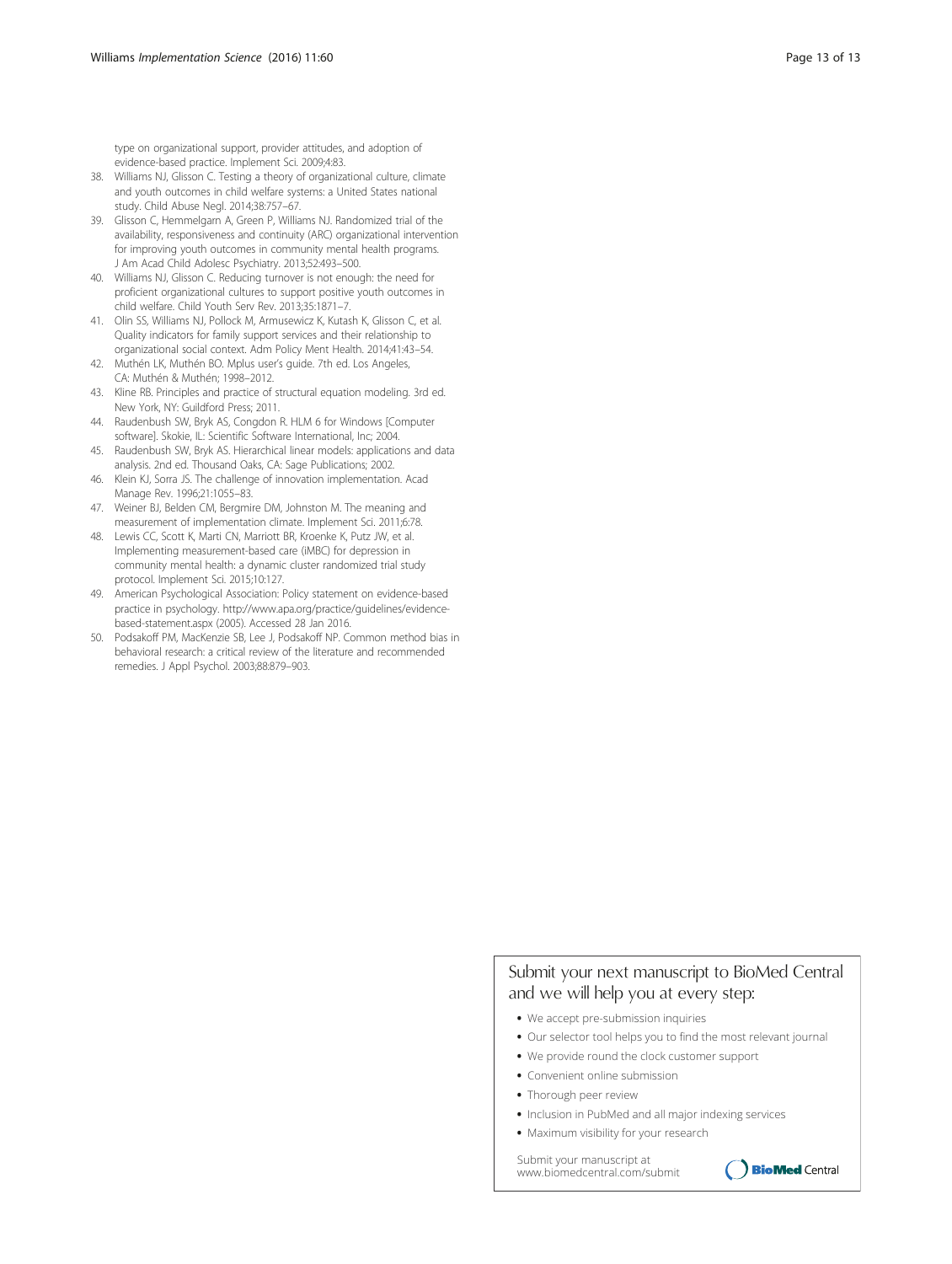type on organizational support, provider attitudes, and adoption of evidence-based practice. Implement Sci. 2009;4:83.

38. Williams NJ, Glisson C. Testing a theory of organizational culture, climate and youth outcomes in child welfare systems: a United States national study. Child Abuse Negl. 2014;38:757–67.
39. Glisson C, Hemmelgarn A, Green P, Williams NJ. Randomized trial of the availability, responsiveness and continuity (ARC) organizational intervention for improving youth outcomes in community mental health programs. J Am Acad Child Adolesc Psychiatry. 2013;52:493–500.
40. Williams NJ, Glisson C. Reducing turnover is not enough: the need for proficient organizational cultures to support positive youth outcomes in child welfare. Child Youth Serv Rev. 2013;35:1871–7.
41. Olin SS, Williams NJ, Pollock M, Armusewicz K, Kutash K, Glisson C, et al. Quality indicators for family support services and their relationship to organizational social context. Adm Policy Ment Health. 2014;41:43–54.
42. Muthén LK, Muthén BO. Mplus user's guide. 7th ed. Los Angeles, CA: Muthén & Muthén; 1998–2012.
43. Kline RB. Principles and practice of structural equation modeling. 3rd ed. New York, NY: Guildford Press; 2011.
44. Raudenbush SW, Bryk AS, Congdon R. HLM 6 for Windows [Computer software]. Skokie, IL: Scientific Software International, Inc; 2004.
45. Raudenbush SW, Bryk AS. Hierarchical linear models: applications and data analysis. 2nd ed. Thousand Oaks, CA: Sage Publications; 2002.
46. Klein KJ, Sorra JS. The challenge of innovation implementation. Acad Manage Rev. 1996;21:1055–83.
47. Weiner BJ, Belden CM, Bergmire DM, Johnston M. The meaning and measurement of implementation climate. Implement Sci. 2011;6:78.
48. Lewis CC, Scott K, Marti CN, Marriott BR, Kroenke K, Putz JW, et al. Implementing measurement-based care (iMBC) for depression in community mental health: a dynamic cluster randomized trial study protocol. Implement Sci. 2015;10:127.
49. American Psychological Association: Policy statement on evidence-based practice in psychology. http://www.apa.org/practice/guidelines/evidence-based-statement.aspx (2005). Accessed 28 Jan 2016.
50. Podsakoff PM, MacKenzie SB, Lee J, Podsakoff NP. Common method bias in behavioral research: a critical review of the literature and recommended remedies. J Appl Psychol. 2003;88:879–903.

Submit your next manuscript to BioMed Central and we will help you at every step:

- We accept pre-submission inquiries
- Our selector tool helps you to find the most relevant journal
- We provide round the clock customer support
- Convenient online submission
- Thorough peer review
- Inclusion in PubMed and all major indexing services
- Maximum visibility for your research

Submit your manuscript at www.biomedcentral.com/submit

BioMed Central